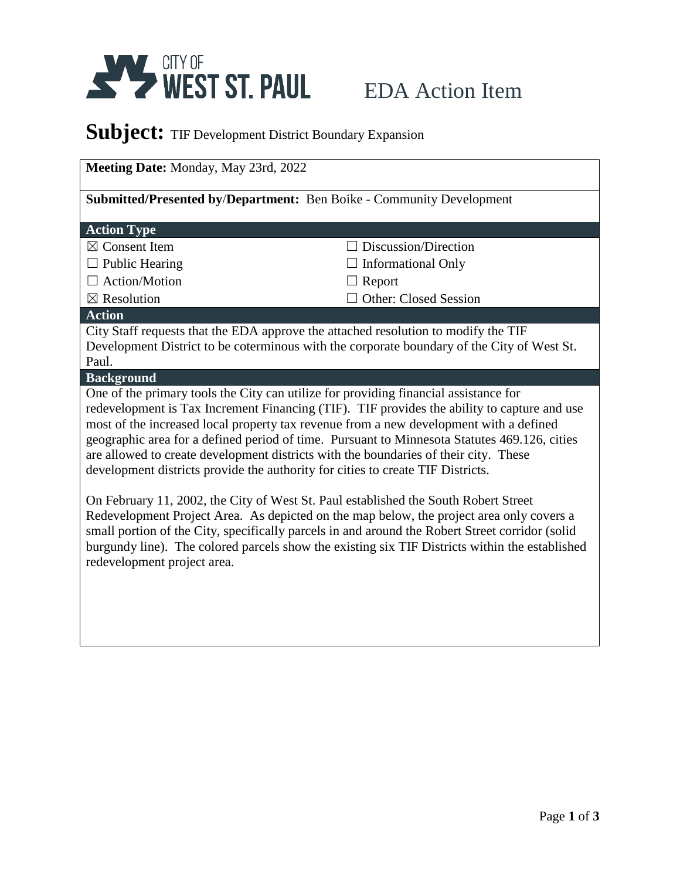CITY OF WEST ST. PAUL

EDA Action Item

# Subject: TIF Development District Boundary Expansion

**Meeting Date:** Monday, May 23rd, 2022

**Submitted/Presented by/Department:** Ben Boike - Community Development

**Action Type**

| | |
|---|---|
| ☒ Consent Item | ☐ Discussion/Direction |
| ☐ Public Hearing | ☐ Informational Only |
| ☐ Action/Motion | ☐ Report |
| ☒ Resolution | ☐ Other: Closed Session |

**Action**

City Staff requests that the EDA approve the attached resolution to modify the TIF Development District to be coterminous with the corporate boundary of the City of West St. Paul.

**Background**

One of the primary tools the City can utilize for providing financial assistance for redevelopment is Tax Increment Financing (TIF). TIF provides the ability to capture and use most of the increased local property tax revenue from a new development with a defined geographic area for a defined period of time. Pursuant to Minnesota Statutes 469.126, cities are allowed to create development districts with the boundaries of their city. These development districts provide the authority for cities to create TIF Districts.

On February 11, 2002, the City of West St. Paul established the South Robert Street Redevelopment Project Area. As depicted on the map below, the project area only covers a small portion of the City, specifically parcels in and around the Robert Street corridor (solid burgundy line). The colored parcels show the existing six TIF Districts within the established redevelopment project area.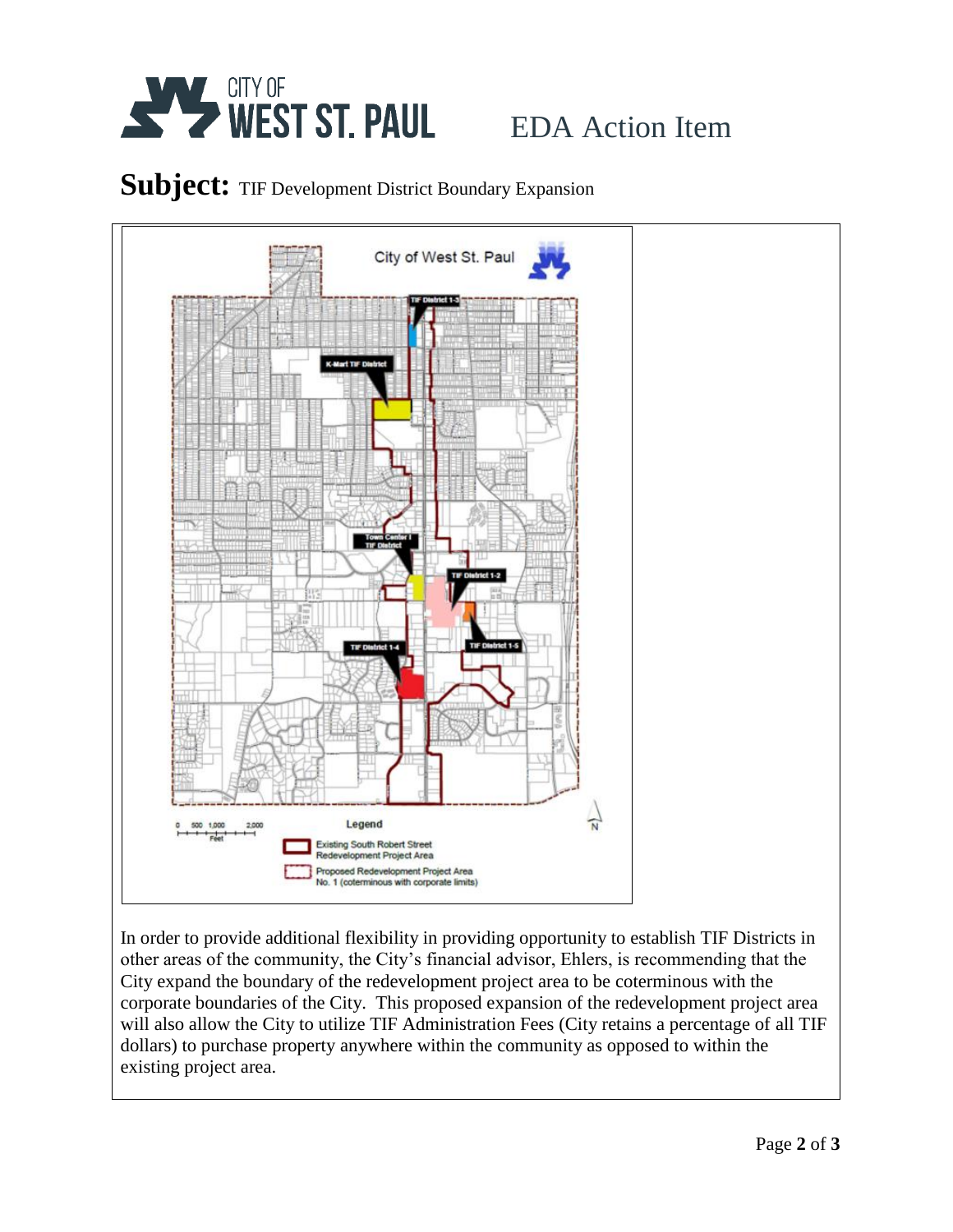**Subject:** TIF Development District Boundary Expansion

In order to provide additional flexibility in providing opportunity to establish TIF Districts in other areas of the community, the City's financial advisor, Ehlers, is recommending that the City expand the boundary of the redevelopment project area to be coterminous with the corporate boundaries of the City. This proposed expansion of the redevelopment project area will also allow the City to utilize TIF Administration Fees (City retains a percentage of all TIF dollars) to purchase property anywhere within the community as opposed to within the existing project area.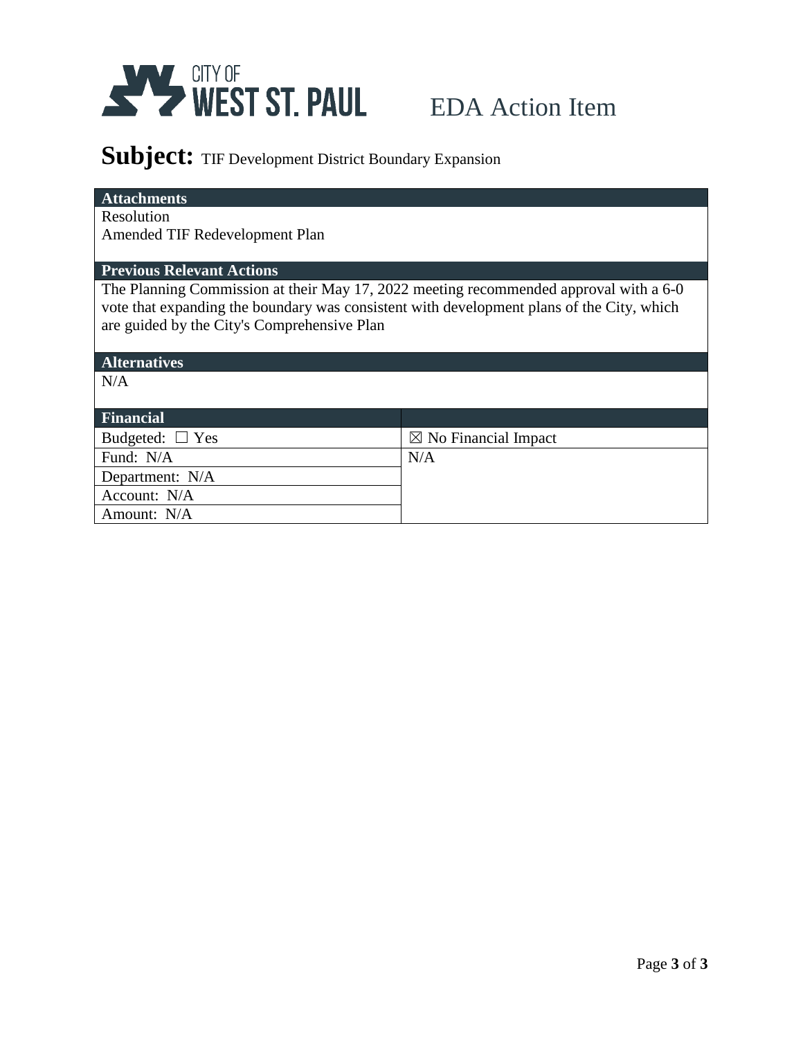CITY OF WEST ST. PAUL

EDA Action Item

# Subject: TIF Development District Boundary Expansion

## Attachments

Resolution
Amended TIF Redevelopment Plan

## Previous Relevant Actions

The Planning Commission at their May 17, 2022 meeting recommended approval with a 6-0 vote that expanding the boundary was consistent with development plans of the City, which are guided by the City's Comprehensive Plan

## Alternatives

N/A

## Financial

| Financial | |
|---|---|
| Budgeted: ☐ Yes | ☒ No Financial Impact |
| Fund: N/A | N/A |
| Department: N/A | |
| Account: N/A | |
| Amount: N/A | |